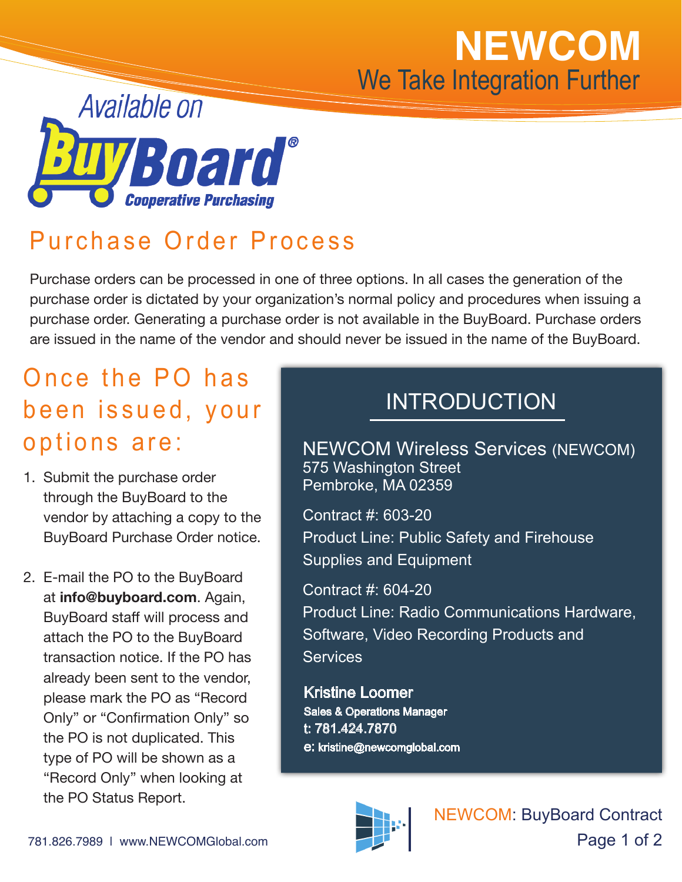# NEWCOM

We Take Integration Further

Available on BuyBoard® Cooperative Purchasing

## Purchase Order Process

Purchase orders can be processed in one of three options. In all cases the generation of the purchase order is dictated by your organization's normal policy and procedures when issuing a purchase order. Generating a purchase order is not available in the BuyBoard. Purchase orders are issued in the name of the vendor and should never be issued in the name of the BuyBoard.

## Once the PO has been issued, your options are:

1. Submit the purchase order through the BuyBoard to the vendor by attaching a copy to the BuyBoard Purchase Order notice.

2. E-mail the PO to the BuyBoard at **info@buyboard.com**. Again, BuyBoard staff will process and attach the PO to the BuyBoard transaction notice. If the PO has already been sent to the vendor, please mark the PO as "Record Only" or "Confirmation Only" so the PO is not duplicated. This type of PO will be shown as a "Record Only" when looking at the PO Status Report.

## INTRODUCTION

NEWCOM Wireless Services (NEWCOM)
575 Washington Street
Pembroke, MA 02359

Contract #: 603-20
Product Line: Public Safety and Firehouse Supplies and Equipment

Contract #: 604-20
Product Line: Radio Communications Hardware, Software, Video Recording Products and Services

**Kristine Loomer**
Sales & Operations Manager
t: 781.424.7870
e: kristine@newcomglobal.com

781.826.7989 | www.NEWCOMGlobal.com

NEWCOM: BuyBoard Contract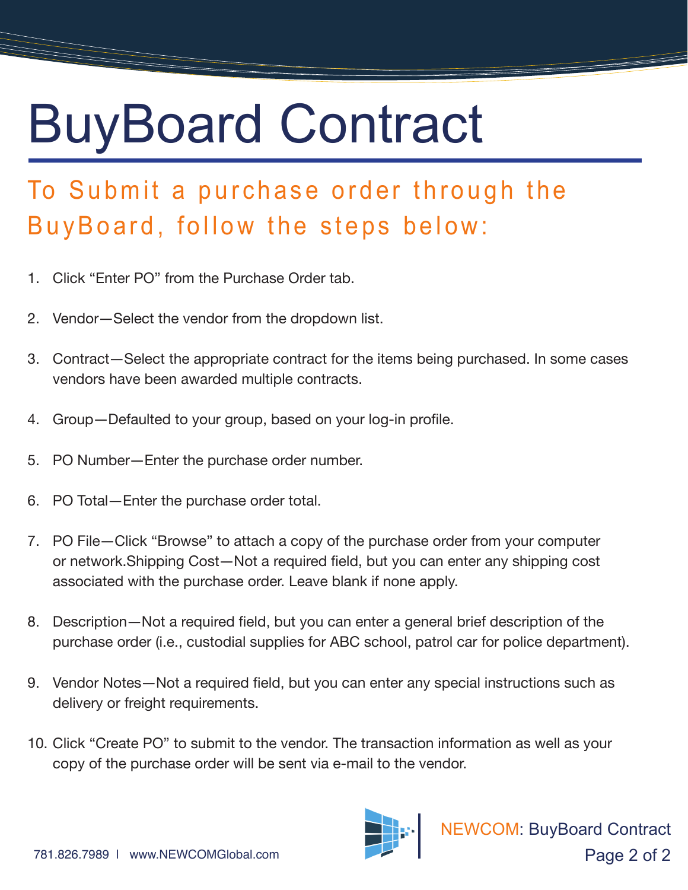# BuyBoard Contract

## To Submit a purchase order through the BuyBoard, follow the steps below:

1. Click "Enter PO" from the Purchase Order tab.

2. Vendor—Select the vendor from the dropdown list.

3. Contract—Select the appropriate contract for the items being purchased. In some cases vendors have been awarded multiple contracts.

4. Group—Defaulted to your group, based on your log-in profile.

5. PO Number—Enter the purchase order number.

6. PO Total—Enter the purchase order total.

7. PO File—Click "Browse" to attach a copy of the purchase order from your computer or network.Shipping Cost—Not a required field, but you can enter any shipping cost associated with the purchase order. Leave blank if none apply.

8. Description—Not a required field, but you can enter a general brief description of the purchase order (i.e., custodial supplies for ABC school, patrol car for police department).

9. Vendor Notes—Not a required field, but you can enter any special instructions such as delivery or freight requirements.

10. Click "Create PO" to submit to the vendor. The transaction information as well as your copy of the purchase order will be sent via e-mail to the vendor.

781.826.7989 | www.NEWCOMGlobal.com